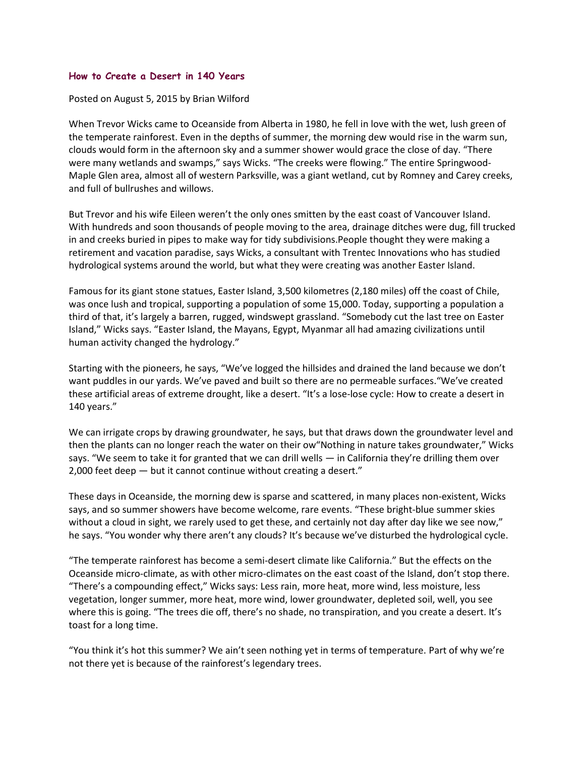## How to Create a Desert in 140 Years

Posted on August 5, 2015 by Brian Wilford

When Trevor Wicks came to Oceanside from Alberta in 1980, he fell in love with the wet, lush green of the temperate rainforest. Even in the depths of summer, the morning dew would rise in the warm sun, clouds would form in the afternoon sky and a summer shower would grace the close of day. "There were many wetlands and swamps," says Wicks. "The creeks were flowing." The entire Springwood-Maple Glen area, almost all of western Parksville, was a giant wetland, cut by Romney and Carey creeks, and full of bullrushes and willows.

But Trevor and his wife Eileen weren't the only ones smitten by the east coast of Vancouver Island. With hundreds and soon thousands of people moving to the area, drainage ditches were dug, fill trucked in and creeks buried in pipes to make way for tidy subdivisions.People thought they were making a retirement and vacation paradise, says Wicks, a consultant with Trentec Innovations who has studied hydrological systems around the world, but what they were creating was another Easter Island.

Famous for its giant stone statues, Easter Island, 3,500 kilometres (2,180 miles) off the coast of Chile, was once lush and tropical, supporting a population of some 15,000. Today, supporting a population a third of that, it's largely a barren, rugged, windswept grassland. "Somebody cut the last tree on Easter Island," Wicks says. "Easter Island, the Mayans, Egypt, Myanmar all had amazing civilizations until human activity changed the hydrology."

Starting with the pioneers, he says, "We've logged the hillsides and drained the land because we don't want puddles in our yards. We've paved and built so there are no permeable surfaces."We've created these artificial areas of extreme drought, like a desert. "It's a lose-lose cycle: How to create a desert in 140 years."

We can irrigate crops by drawing groundwater, he says, but that draws down the groundwater level and then the plants can no longer reach the water on their ow"Nothing in nature takes groundwater," Wicks says. "We seem to take it for granted that we can drill wells — in California they're drilling them over 2,000 feet deep — but it cannot continue without creating a desert."

These days in Oceanside, the morning dew is sparse and scattered, in many places non-existent, Wicks says, and so summer showers have become welcome, rare events. "These bright-blue summer skies without a cloud in sight, we rarely used to get these, and certainly not day after day like we see now," he says. "You wonder why there aren't any clouds? It's because we've disturbed the hydrological cycle.

"The temperate rainforest has become a semi-desert climate like California." But the effects on the Oceanside micro-climate, as with other micro-climates on the east coast of the Island, don't stop there. "There's a compounding effect," Wicks says: Less rain, more heat, more wind, less moisture, less vegetation, longer summer, more heat, more wind, lower groundwater, depleted soil, well, you see where this is going. "The trees die off, there's no shade, no transpiration, and you create a desert. It's toast for a long time.

"You think it's hot this summer? We ain't seen nothing yet in terms of temperature. Part of why we're not there yet is because of the rainforest's legendary trees.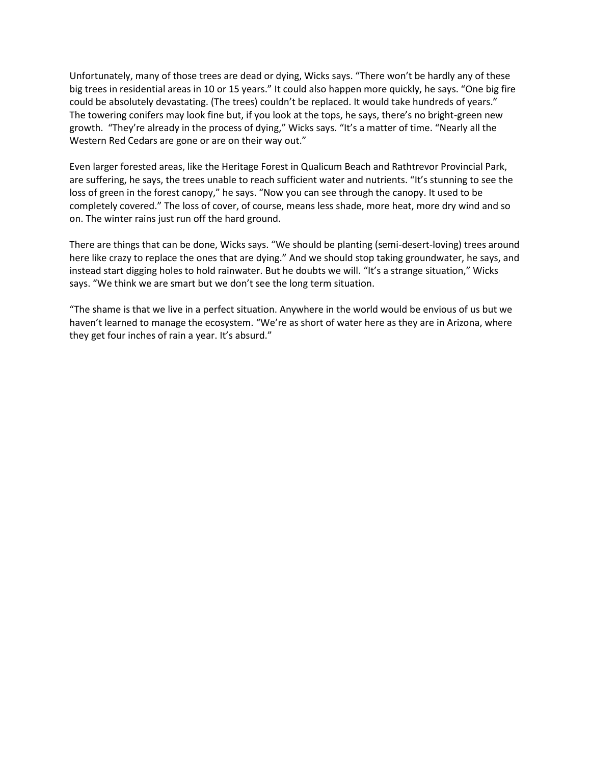Unfortunately, many of those trees are dead or dying, Wicks says. “There won’t be hardly any of these big trees in residential areas in 10 or 15 years.” It could also happen more quickly, he says. “One big fire could be absolutely devastating. (The trees) couldn’t be replaced. It would take hundreds of years.” The towering conifers may look fine but, if you look at the tops, he says, there’s no bright-green new growth. “They’re already in the process of dying,” Wicks says. “It’s a matter of time. “Nearly all the Western Red Cedars are gone or are on their way out.”

Even larger forested areas, like the Heritage Forest in Qualicum Beach and Rathtrevor Provincial Park, are suffering, he says, the trees unable to reach sufficient water and nutrients. “It’s stunning to see the loss of green in the forest canopy,” he says. “Now you can see through the canopy. It used to be completely covered.” The loss of cover, of course, means less shade, more heat, more dry wind and so on. The winter rains just run off the hard ground.

There are things that can be done, Wicks says. “We should be planting (semi-desert-loving) trees around here like crazy to replace the ones that are dying.” And we should stop taking groundwater, he says, and instead start digging holes to hold rainwater. But he doubts we will. “It’s a strange situation,” Wicks says. “We think we are smart but we don’t see the long term situation.

“The shame is that we live in a perfect situation. Anywhere in the world would be envious of us but we haven’t learned to manage the ecosystem. “We’re as short of water here as they are in Arizona, where they get four inches of rain a year. It’s absurd.”